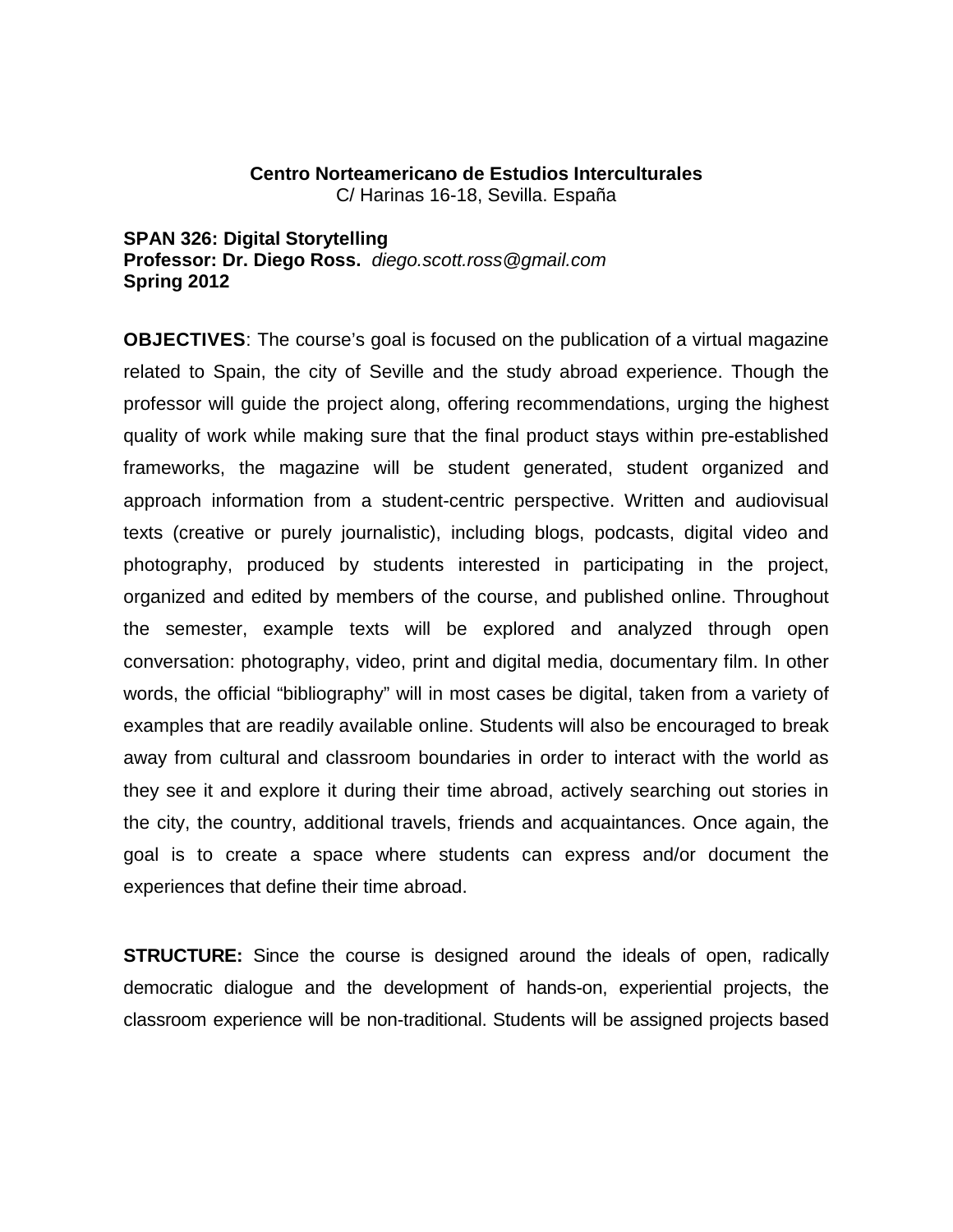**Centro Norteamericano de Estudios Interculturales**
C/ Harinas 16-18, Sevilla. España

**SPAN 326: Digital Storytelling**
**Professor: Dr. Diego Ross.** *diego.scott.ross@gmail.com*
**Spring 2012**

**OBJECTIVES**: The course's goal is focused on the publication of a virtual magazine related to Spain, the city of Seville and the study abroad experience. Though the professor will guide the project along, offering recommendations, urging the highest quality of work while making sure that the final product stays within pre-established frameworks, the magazine will be student generated, student organized and approach information from a student-centric perspective. Written and audiovisual texts (creative or purely journalistic), including blogs, podcasts, digital video and photography, produced by students interested in participating in the project, organized and edited by members of the course, and published online. Throughout the semester, example texts will be explored and analyzed through open conversation: photography, video, print and digital media, documentary film. In other words, the official "bibliography" will in most cases be digital, taken from a variety of examples that are readily available online. Students will also be encouraged to break away from cultural and classroom boundaries in order to interact with the world as they see it and explore it during their time abroad, actively searching out stories in the city, the country, additional travels, friends and acquaintances. Once again, the goal is to create a space where students can express and/or document the experiences that define their time abroad.

**STRUCTURE:** Since the course is designed around the ideals of open, radically democratic dialogue and the development of hands-on, experiential projects, the classroom experience will be non-traditional. Students will be assigned projects based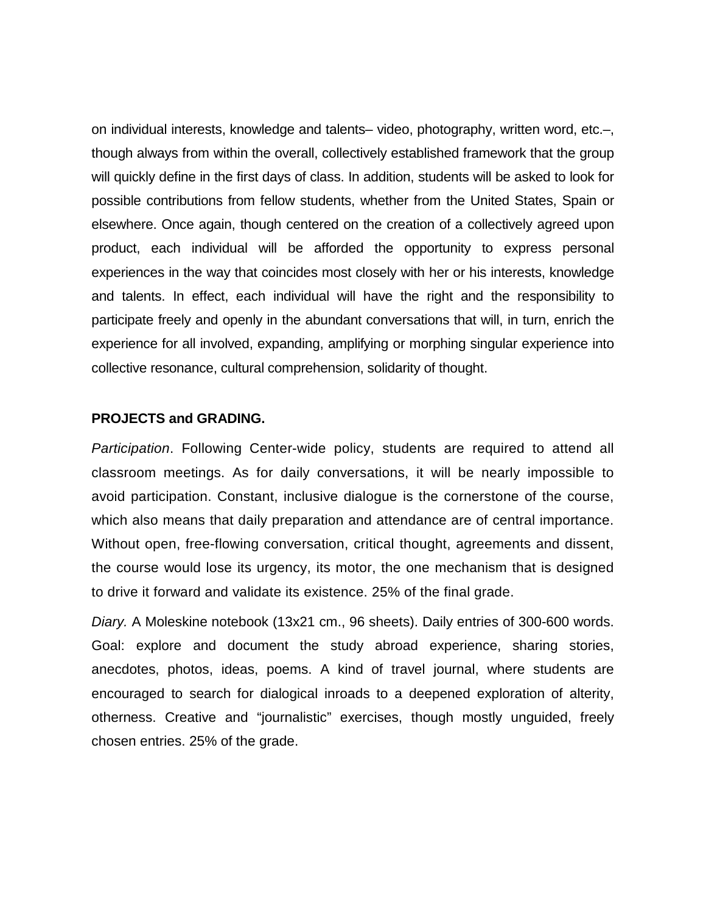on individual interests, knowledge and talents– video, photography, written word, etc.–, though always from within the overall, collectively established framework that the group will quickly define in the first days of class. In addition, students will be asked to look for possible contributions from fellow students, whether from the United States, Spain or elsewhere. Once again, though centered on the creation of a collectively agreed upon product, each individual will be afforded the opportunity to express personal experiences in the way that coincides most closely with her or his interests, knowledge and talents. In effect, each individual will have the right and the responsibility to participate freely and openly in the abundant conversations that will, in turn, enrich the experience for all involved, expanding, amplifying or morphing singular experience into collective resonance, cultural comprehension, solidarity of thought.

**PROJECTS and GRADING.**

*Participation*. Following Center-wide policy, students are required to attend all classroom meetings. As for daily conversations, it will be nearly impossible to avoid participation. Constant, inclusive dialogue is the cornerstone of the course, which also means that daily preparation and attendance are of central importance. Without open, free-flowing conversation, critical thought, agreements and dissent, the course would lose its urgency, its motor, the one mechanism that is designed to drive it forward and validate its existence. 25% of the final grade.

*Diary.* A Moleskine notebook (13x21 cm., 96 sheets). Daily entries of 300-600 words. Goal: explore and document the study abroad experience, sharing stories, anecdotes, photos, ideas, poems. A kind of travel journal, where students are encouraged to search for dialogical inroads to a deepened exploration of alterity, otherness. Creative and "journalistic" exercises, though mostly unguided, freely chosen entries. 25% of the grade.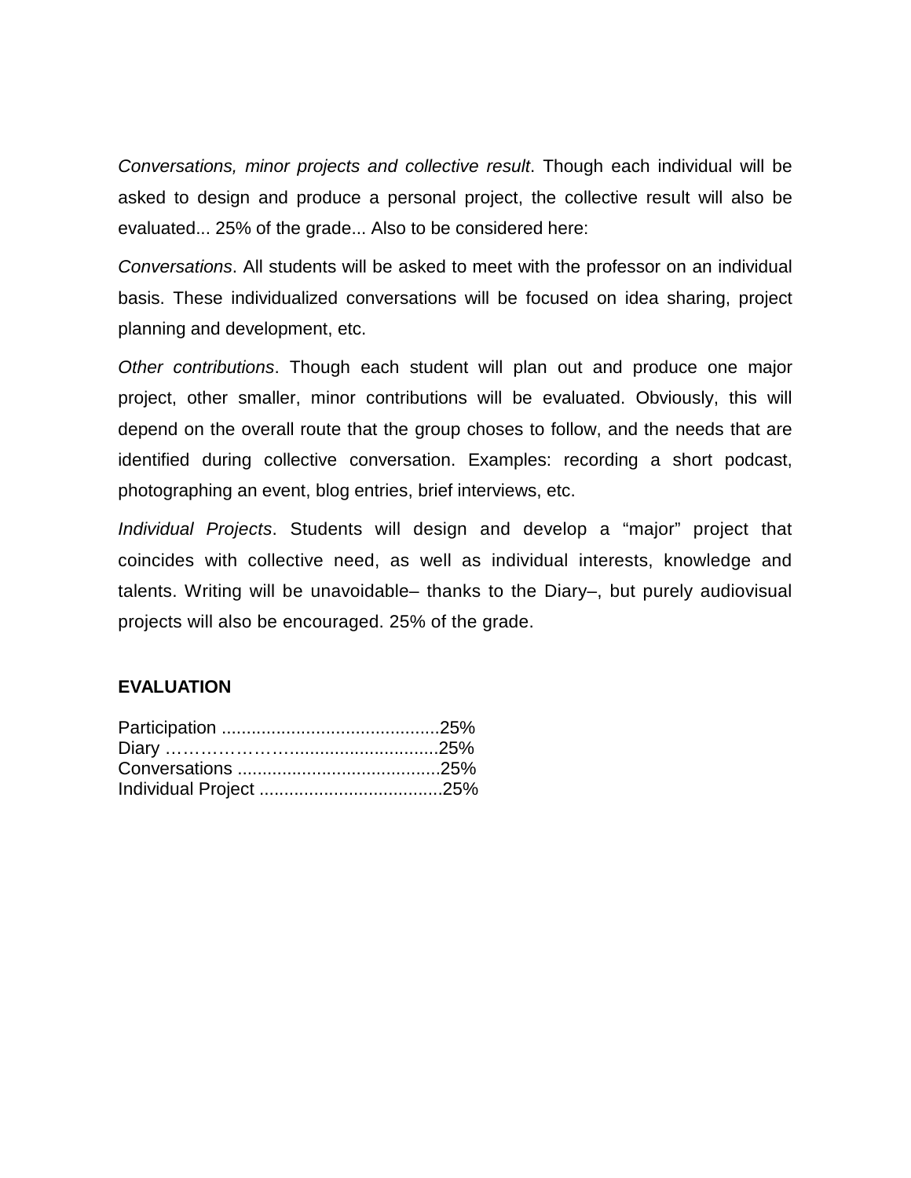*Conversations, minor projects and collective result*. Though each individual will be asked to design and produce a personal project, the collective result will also be evaluated... 25% of the grade... Also to be considered here:

*Conversations*. All students will be asked to meet with the professor on an individual basis. These individualized conversations will be focused on idea sharing, project planning and development, etc.

*Other contributions*. Though each student will plan out and produce one major project, other smaller, minor contributions will be evaluated. Obviously, this will depend on the overall route that the group choses to follow, and the needs that are identified during collective conversation. Examples: recording a short podcast, photographing an event, blog entries, brief interviews, etc.

*Individual Projects*. Students will design and develop a “major” project that coincides with collective need, as well as individual interests, knowledge and talents. Writing will be unavoidable– thanks to the Diary–, but purely audiovisual projects will also be encouraged. 25% of the grade.

**EVALUATION**

Participation ...........................................25%
Diary ………………….............................25%
Conversations .........................................25%
Individual Project .....................................25%